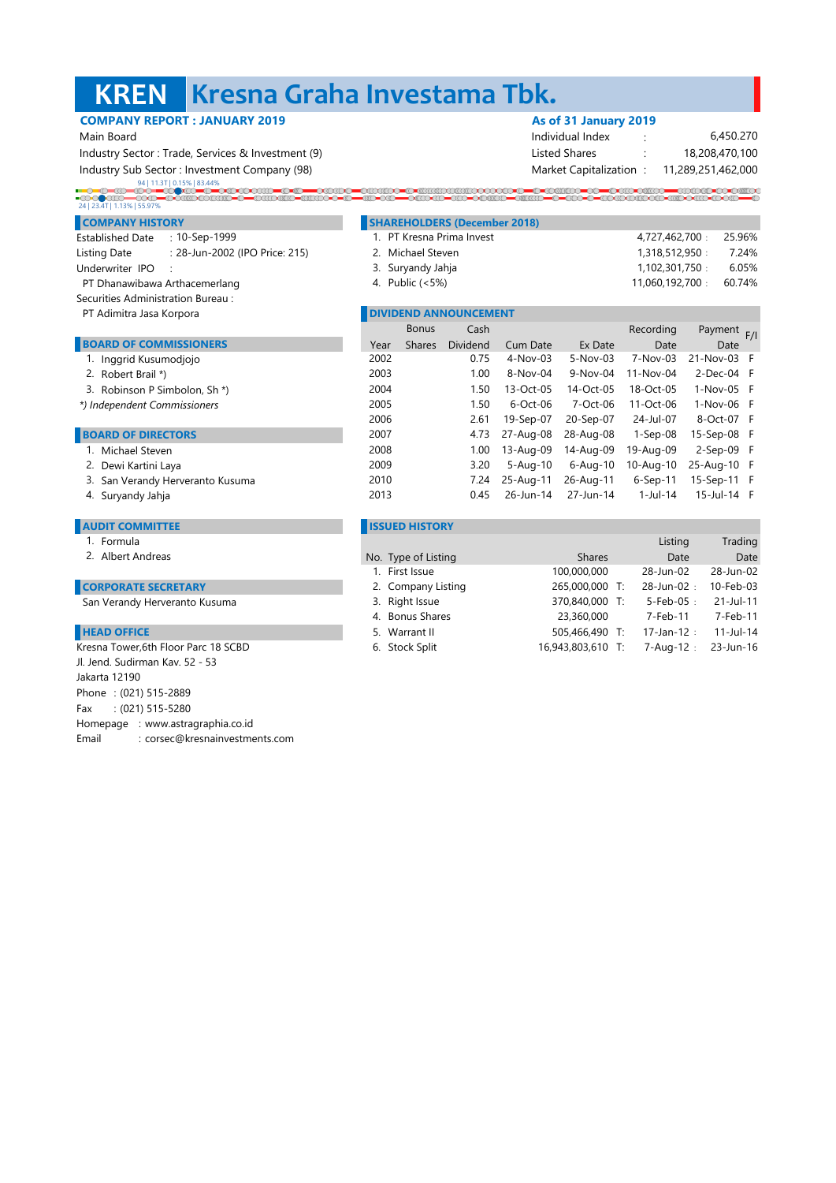# KREN Kresna Graha Investama Tbk.

**COMPANY REPORT : JANUARY 2019**

Main Board

Industry Sector : Trade, Services & Investment (9)

Industry Sub Sector : Investment Company (98)

**As of 31 January 2019**

| | | |
|---|---|---|
| Individual Index | : | 6,450.270 |
| Listed Shares | : | 18,208,470,100 |
| Market Capitalization | : | 11,289,251,462,000 |

94 | 11.3T | 0.15% | 83.44%

24 | 23.4T | 1.13% | 55.97%

## COMPANY HISTORY

| | |
|---|---|
| Established Date | : 10-Sep-1999 |
| Listing Date | : 28-Jun-2002 (IPO Price: 215) |
| Underwriter IPO | : |

PT Dhanawibawa Arthacemerlang

Securities Administration Bureau :

PT Adimitra Jasa Korpora

## BOARD OF COMMISSIONERS

1. Inggrid Kusumodjojo
2. Robert Brail *)
3. Robinson P Simbolon, Sh *)

*) Independent Commissioners*

## BOARD OF DIRECTORS

1. Michael Steven
2. Dewi Kartini Laya
3. San Verandy Herveranto Kusuma
4. Suryandy Jahja

## AUDIT COMMITTEE

1. Formula
2. Albert Andreas

## CORPORATE SECRETARY

San Verandy Herveranto Kusuma

## HEAD OFFICE

Kresna Tower,6th Floor Parc 18 SCBD

Jl. Jend. Sudirman Kav. 52 - 53

Jakarta 12190

Phone : (021) 515-2889

Fax : (021) 515-5280

Homepage : www.astragraphia.co.id

Email : corsec@kresnainvestments.com

## SHAREHOLDERS (December 2018)

| No. | Shareholder | Shares | % |
|---|---|---|---|
| 1. | PT Kresna Prima Invest | 4,727,462,700 | 25.96% |
| 2. | Michael Steven | 1,318,512,950 | 7.24% |
| 3. | Suryandy Jahja | 1,102,301,750 | 6.05% |
| 4. | Public (<5%) | 11,060,192,700 | 60.74% |

## DIVIDEND ANNOUNCEMENT

| Year | Bonus Shares | Cash Dividend | Cum Date | Ex Date | Recording Date | Payment Date | F/I |
|---|---|---|---|---|---|---|---|
| 2002 | | 0.75 | 4-Nov-03 | 5-Nov-03 | 7-Nov-03 | 21-Nov-03 | F |
| 2003 | | 1.00 | 8-Nov-04 | 9-Nov-04 | 11-Nov-04 | 2-Dec-04 | F |
| 2004 | | 1.50 | 13-Oct-05 | 14-Oct-05 | 18-Oct-05 | 1-Nov-05 | F |
| 2005 | | 1.50 | 6-Oct-06 | 7-Oct-06 | 11-Oct-06 | 1-Nov-06 | F |
| 2006 | | 2.61 | 19-Sep-07 | 20-Sep-07 | 24-Jul-07 | 8-Oct-07 | F |
| 2007 | | 4.73 | 27-Aug-08 | 28-Aug-08 | 1-Sep-08 | 15-Sep-08 | F |
| 2008 | | 1.00 | 13-Aug-09 | 14-Aug-09 | 19-Aug-09 | 2-Sep-09 | F |
| 2009 | | 3.20 | 5-Aug-10 | 6-Aug-10 | 10-Aug-10 | 25-Aug-10 | F |
| 2010 | | 7.24 | 25-Aug-11 | 26-Aug-11 | 6-Sep-11 | 15-Sep-11 | F |
| 2013 | | 0.45 | 26-Jun-14 | 27-Jun-14 | 1-Jul-14 | 15-Jul-14 | F |

## ISSUED HISTORY

| No. | Type of Listing | Shares | | Listing Date | Trading Date |
|---|---|---|---|---|---|
| 1. | First Issue | 100,000,000 | | 28-Jun-02 | 28-Jun-02 |
| 2. | Company Listing | 265,000,000 | T: | 28-Jun-02 : | 10-Feb-03 |
| 3. | Right Issue | 370,840,000 | T: | 5-Feb-05 : | 21-Jul-11 |
| 4. | Bonus Shares | 23,360,000 | | 7-Feb-11 | 7-Feb-11 |
| 5. | Warrant II | 505,466,490 | T: | 17-Jan-12 : | 11-Jul-14 |
| 6. | Stock Split | 16,943,803,610 | T: | 7-Aug-12 : | 23-Jun-16 |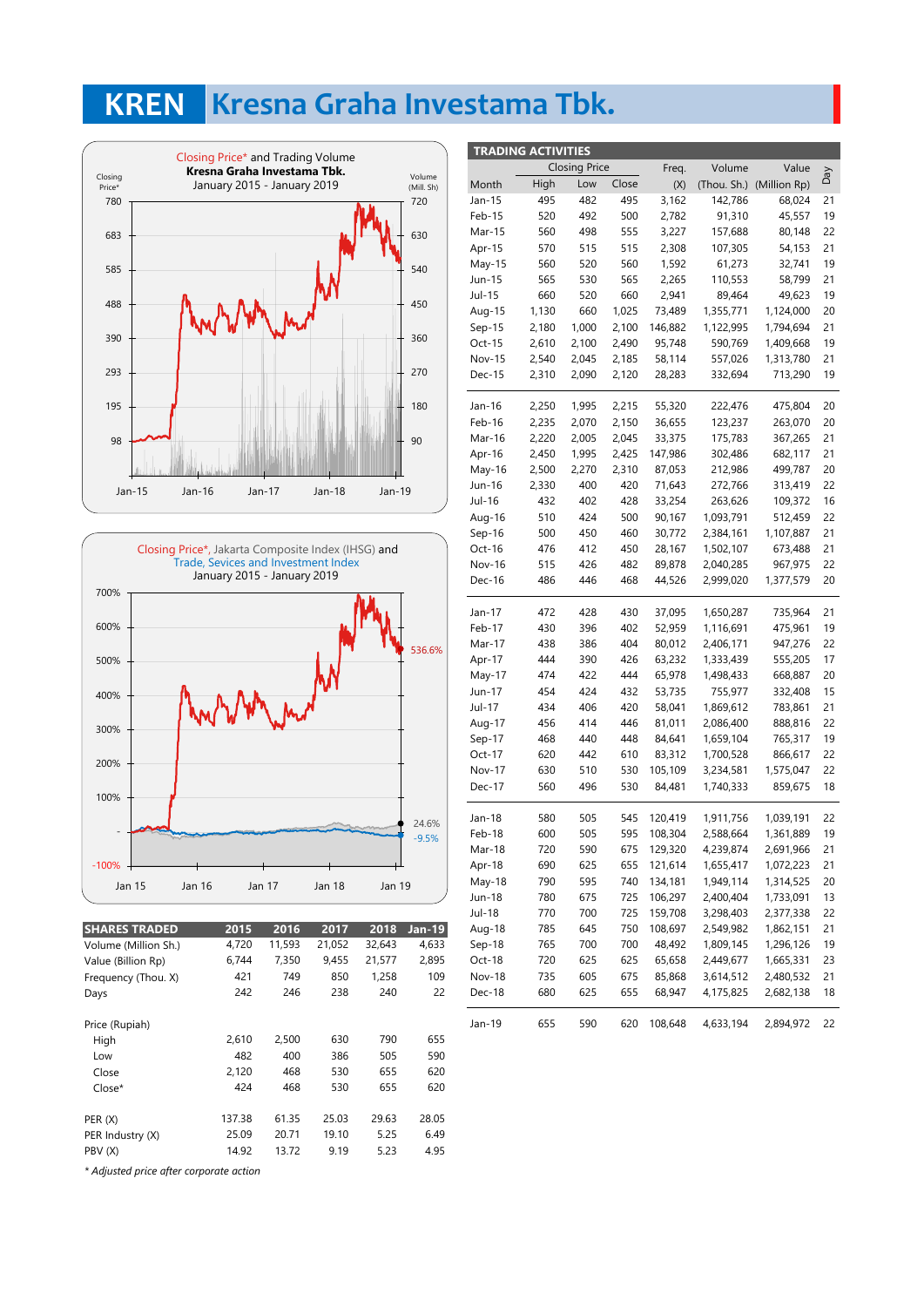# KREN Kresna Graha Investama Tbk.

Closing Price* and Trading Volume
Kresna Graha Investama Tbk.
January 2015 - January 2019

Closing Price*, Jakarta Composite Index (IHSG) and Trade, Sevices and Investment Index
January 2015 - January 2019

| SHARES TRADED | 2015 | 2016 | 2017 | 2018 | Jan-19 |
|---|---|---|---|---|---|
| Volume (Million Sh.) | 4,720 | 11,593 | 21,052 | 32,643 | 4,633 |
| Value (Billion Rp) | 6,744 | 7,350 | 9,455 | 21,577 | 2,895 |
| Frequency (Thou. X) | 421 | 749 | 850 | 1,258 | 109 |
| Days | 242 | 246 | 238 | 240 | 22 |
| | | | | | |
| Price (Rupiah) | | | | | |
| High | 2,610 | 2,500 | 630 | 790 | 655 |
| Low | 482 | 400 | 386 | 505 | 590 |
| Close | 2,120 | 468 | 530 | 655 | 620 |
| Close* | 424 | 468 | 530 | 655 | 620 |
| | | | | | |
| PER (X) | 137.38 | 61.35 | 25.03 | 29.63 | 28.05 |
| PER Industry (X) | 25.09 | 20.71 | 19.10 | 5.25 | 6.49 |
| PBV (X) | 14.92 | 13.72 | 9.19 | 5.23 | 4.95 |

*\* Adjusted price after corporate action*

## TRADING ACTIVITIES

| Month | Closing Price High | Closing Price Low | Closing Price Close | Freq. (X) | Volume (Thou. Sh.) | Value (Million Rp) | Day |
|---|---|---|---|---|---|---|---|
| Jan-15 | 495 | 482 | 495 | 3,162 | 142,786 | 68,024 | 21 |
| Feb-15 | 520 | 492 | 500 | 2,782 | 91,310 | 45,557 | 19 |
| Mar-15 | 560 | 498 | 555 | 3,227 | 157,688 | 80,148 | 22 |
| Apr-15 | 570 | 515 | 515 | 2,308 | 107,305 | 54,153 | 21 |
| May-15 | 560 | 520 | 560 | 1,592 | 61,273 | 32,741 | 19 |
| Jun-15 | 565 | 530 | 565 | 2,265 | 110,553 | 58,799 | 21 |
| Jul-15 | 660 | 520 | 660 | 2,941 | 89,464 | 49,623 | 19 |
| Aug-15 | 1,130 | 660 | 1,025 | 73,489 | 1,355,771 | 1,124,000 | 20 |
| Sep-15 | 2,180 | 1,000 | 2,100 | 146,882 | 1,122,995 | 1,794,694 | 21 |
| Oct-15 | 2,610 | 2,100 | 2,490 | 95,748 | 590,769 | 1,409,668 | 19 |
| Nov-15 | 2,540 | 2,045 | 2,185 | 58,114 | 557,026 | 1,313,780 | 21 |
| Dec-15 | 2,310 | 2,090 | 2,120 | 28,283 | 332,694 | 713,290 | 19 |
| Jan-16 | 2,250 | 1,995 | 2,215 | 55,320 | 222,476 | 475,804 | 20 |
| Feb-16 | 2,235 | 2,070 | 2,150 | 36,655 | 123,237 | 263,070 | 20 |
| Mar-16 | 2,220 | 2,005 | 2,100 | 33,375 | 175,783 | 367,265 | 21 |
| Apr-16 | 2,450 | 1,995 | 2,425 | 147,986 | 302,486 | 682,117 | 21 |
| May-16 | 2,500 | 2,270 | 2,310 | 87,053 | 212,986 | 499,787 | 20 |
| Jun-16 | 2,330 | 400 | 420 | 71,643 | 272,766 | 313,419 | 22 |
| Jul-16 | 432 | 402 | 428 | 33,254 | 263,626 | 109,372 | 16 |
| Aug-16 | 510 | 424 | 500 | 90,167 | 1,093,791 | 512,459 | 22 |
| Sep-16 | 500 | 450 | 460 | 30,772 | 2,384,161 | 1,107,887 | 21 |
| Oct-16 | 476 | 412 | 450 | 28,167 | 1,502,107 | 673,488 | 21 |
| Nov-16 | 515 | 426 | 482 | 89,878 | 2,040,285 | 967,975 | 22 |
| Dec-16 | 486 | 446 | 468 | 44,526 | 2,999,020 | 1,377,579 | 20 |
| Jan-17 | 472 | 428 | 430 | 37,095 | 1,650,287 | 735,964 | 21 |
| Feb-17 | 430 | 396 | 402 | 52,959 | 1,116,691 | 475,961 | 19 |
| Mar-17 | 438 | 386 | 404 | 80,012 | 2,406,171 | 947,276 | 22 |
| Apr-17 | 444 | 390 | 426 | 63,232 | 1,333,439 | 555,205 | 17 |
| May-17 | 474 | 422 | 444 | 65,978 | 1,498,433 | 668,887 | 20 |
| Jun-17 | 454 | 424 | 432 | 53,735 | 755,977 | 332,408 | 15 |
| Jul-17 | 434 | 406 | 420 | 58,041 | 1,869,612 | 783,861 | 21 |
| Aug-17 | 456 | 414 | 446 | 81,011 | 2,086,400 | 888,816 | 22 |
| Sep-17 | 468 | 440 | 448 | 84,641 | 1,659,104 | 765,317 | 19 |
| Oct-17 | 620 | 442 | 610 | 83,312 | 1,700,528 | 866,617 | 22 |
| Nov-17 | 630 | 510 | 530 | 105,109 | 3,234,581 | 1,575,047 | 22 |
| Dec-17 | 560 | 496 | 530 | 84,481 | 1,740,333 | 859,675 | 18 |
| Jan-18 | 580 | 505 | 545 | 120,419 | 1,911,756 | 1,039,191 | 22 |
| Feb-18 | 600 | 505 | 595 | 108,304 | 2,588,664 | 1,361,889 | 19 |
| Mar-18 | 720 | 590 | 675 | 129,320 | 4,239,874 | 2,691,966 | 21 |
| Apr-18 | 690 | 625 | 655 | 121,614 | 1,655,417 | 1,072,223 | 21 |
| May-18 | 790 | 595 | 740 | 134,181 | 1,949,114 | 1,314,525 | 20 |
| Jun-18 | 780 | 675 | 725 | 106,297 | 2,400,404 | 1,733,091 | 13 |
| Jul-18 | 770 | 700 | 725 | 159,708 | 3,298,403 | 2,377,338 | 22 |
| Aug-18 | 785 | 645 | 750 | 108,697 | 2,549,982 | 1,862,151 | 21 |
| Sep-18 | 765 | 700 | 700 | 48,492 | 1,809,145 | 1,296,126 | 19 |
| Oct-18 | 720 | 625 | 625 | 65,658 | 2,449,677 | 1,665,331 | 23 |
| Nov-18 | 735 | 605 | 675 | 85,868 | 3,614,512 | 2,480,532 | 21 |
| Dec-18 | 680 | 625 | 655 | 68,947 | 4,175,825 | 2,682,138 | 18 |
| Jan-19 | 655 | 590 | 620 | 108,648 | 4,633,194 | 2,894,972 | 22 |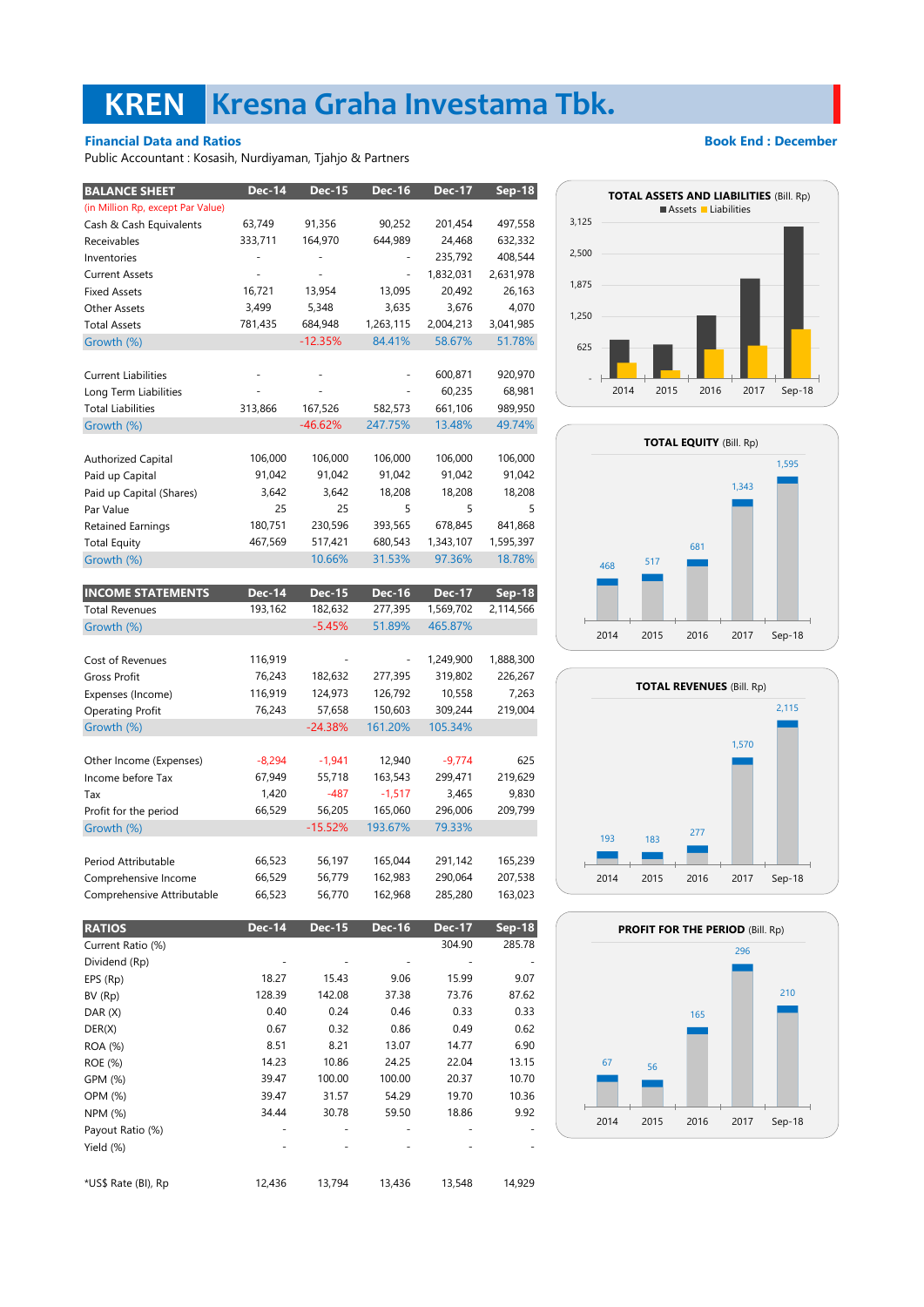# KREN Kresna Graha Investama Tbk.

**Financial Data and Ratios**

Public Accountant : Kosasih, Nurdiyaman, Tjahjo & Partners

**Book End : December**

| BALANCE SHEET | Dec-14 | Dec-15 | Dec-16 | Dec-17 | Sep-18 |
|---|---|---|---|---|---|
| (in Million Rp, except Par Value) | | | | | |
| Cash & Cash Equivalents | 63,749 | 91,356 | 90,252 | 201,454 | 497,558 |
| Receivables | 333,711 | 164,970 | 644,989 | 24,468 | 632,332 |
| Inventories | - | - | - | 235,792 | 408,544 |
| Current Assets | - | - | - | 1,832,031 | 2,631,978 |
| Fixed Assets | 16,721 | 13,954 | 13,095 | 20,492 | 26,163 |
| Other Assets | 3,499 | 5,348 | 3,635 | 3,676 | 4,070 |
| Total Assets | 781,435 | 684,948 | 1,263,115 | 2,004,213 | 3,041,985 |
| Growth (%) | | -12.35% | 84.41% | 58.67% | 51.78% |
| | | | | | |
| Current Liabilities | - | - | - | 600,871 | 920,970 |
| Long Term Liabilities | - | - | - | 60,235 | 68,981 |
| Total Liabilities | 313,866 | 167,526 | 582,573 | 661,106 | 989,950 |
| Growth (%) | | -46.62% | 247.75% | 13.48% | 49.74% |
| | | | | | |
| Authorized Capital | 106,000 | 106,000 | 106,000 | 106,000 | 106,000 |
| Paid up Capital | 91,042 | 91,042 | 91,042 | 91,042 | 91,042 |
| Paid up Capital (Shares) | 3,642 | 3,642 | 18,208 | 18,208 | 18,208 |
| Par Value | 25 | 25 | 5 | 5 | 5 |
| Retained Earnings | 180,751 | 230,596 | 393,565 | 678,845 | 841,868 |
| Total Equity | 467,569 | 517,421 | 680,543 | 1,343,107 | 1,595,397 |
| Growth (%) | | 10.66% | 31.53% | 97.36% | 18.78% |

| INCOME STATEMENTS | Dec-14 | Dec-15 | Dec-16 | Dec-17 | Sep-18 |
|---|---|---|---|---|---|
| Total Revenues | 193,162 | 182,632 | 277,395 | 1,569,702 | 2,114,566 |
| Growth (%) | | -5.45% | 51.89% | 465.87% | |
| | | | | | |
| Cost of Revenues | 116,919 | - | - | 1,249,900 | 1,888,300 |
| Gross Profit | 76,243 | 182,632 | 277,395 | 319,802 | 226,267 |
| Expenses (Income) | 116,919 | 124,973 | 126,792 | 10,558 | 7,263 |
| Operating Profit | 76,243 | 57,658 | 150,603 | 309,244 | 219,004 |
| Growth (%) | | -24.38% | 161.20% | 105.34% | |
| | | | | | |
| Other Income (Expenses) | -8,294 | -1,941 | 12,940 | -9,774 | 625 |
| Income before Tax | 67,949 | 55,718 | 163,543 | 299,471 | 219,629 |
| Tax | 1,420 | -487 | -1,517 | 3,465 | 9,830 |
| Profit for the period | 66,529 | 56,205 | 165,060 | 296,006 | 209,799 |
| Growth (%) | | -15.52% | 193.67% | 79.33% | |
| | | | | | |
| Period Attributable | 66,523 | 56,197 | 165,044 | 291,142 | 165,239 |
| Comprehensive Income | 66,529 | 56,779 | 162,983 | 290,064 | 207,538 |
| Comprehensive Attributable | 66,523 | 56,770 | 162,968 | 285,280 | 163,023 |

| RATIOS | Dec-14 | Dec-15 | Dec-16 | Dec-17 | Sep-18 |
|---|---|---|---|---|---|
| Current Ratio (%) | | | | 304.90 | 285.78 |
| Dividend (Rp) | - | - | - | - | - |
| EPS (Rp) | 18.27 | 15.43 | 9.06 | 15.99 | 9.07 |
| BV (Rp) | 128.39 | 142.08 | 37.38 | 73.76 | 87.62 |
| DAR (X) | 0.40 | 0.24 | 0.46 | 0.33 | 0.33 |
| DER(X) | 0.67 | 0.32 | 0.86 | 0.49 | 0.62 |
| ROA (%) | 8.51 | 8.21 | 13.07 | 14.77 | 6.90 |
| ROE (%) | 14.23 | 10.86 | 24.25 | 22.04 | 13.15 |
| GPM (%) | 39.47 | 100.00 | 100.00 | 20.37 | 10.70 |
| OPM (%) | 39.47 | 31.57 | 54.29 | 19.70 | 10.36 |
| NPM (%) | 34.44 | 30.78 | 59.50 | 18.86 | 9.92 |
| Payout Ratio (%) | - | - | - | - | - |
| Yield (%) | - | - | - | - | - |
| | | | | | |
| *US$ Rate (BI), Rp | 12,436 | 13,794 | 13,436 | 13,548 | 14,929 |

**TOTAL ASSETS AND LIABILITIES** (Bill. Rp)

Assets Liabilities

3,125
2,500
1,875
1,250
625
-

2014 2015 2016 2017 Sep-18

**TOTAL EQUITY** (Bill. Rp)

468 517 681 1,343 1,595

2014 2015 2016 2017 Sep-18

**TOTAL REVENUES** (Bill. Rp)

193 183 277 1,570 2,115

2014 2015 2016 2017 Sep-18

**PROFIT FOR THE PERIOD** (Bill. Rp)

67 56 165 296 210

2014 2015 2016 2017 Sep-18